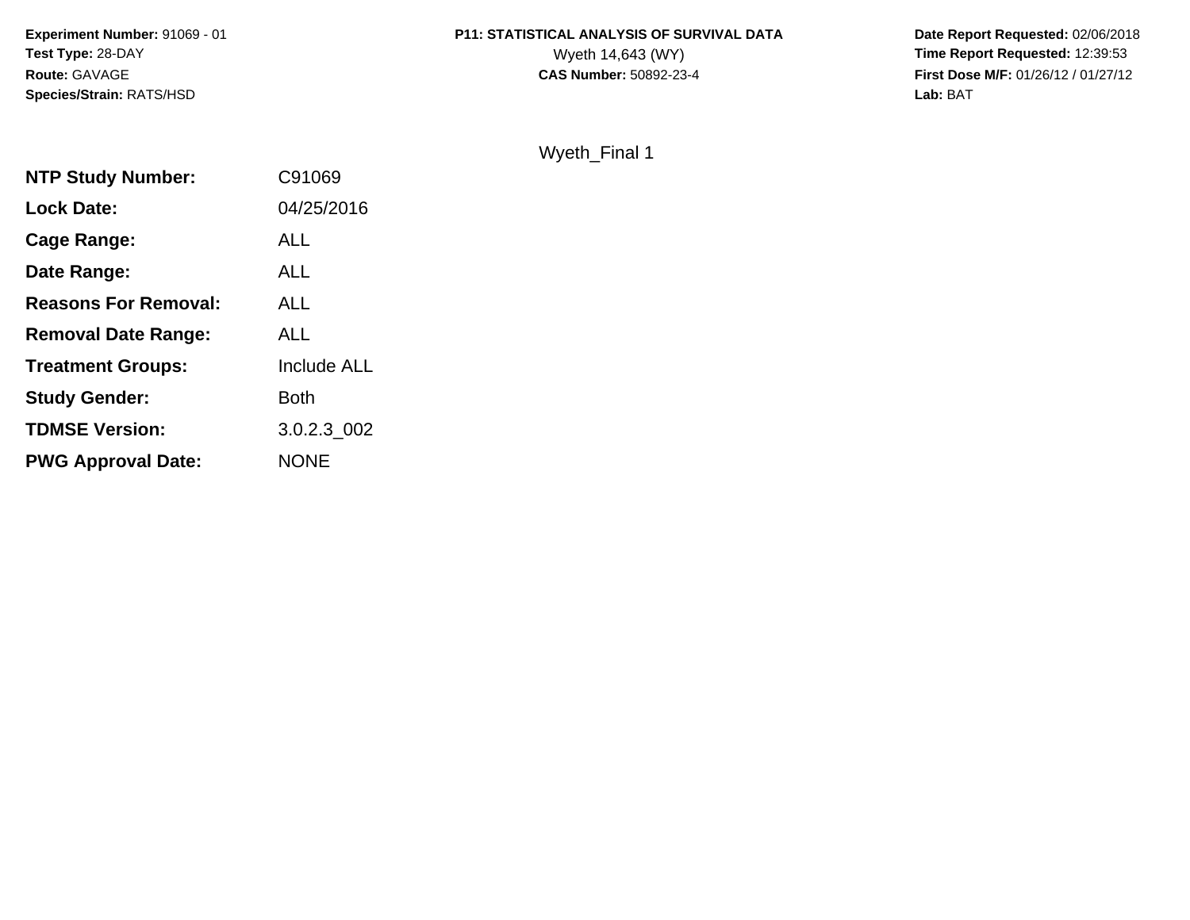Experiment Number: 91069 - 01
Test Type: 28-DAY
Route: GAVAGE
Species/Strain: RATS/HSD

**P11: STATISTICAL ANALYSIS OF SURVIVAL DATA**
Wyeth 14,643 (WY)
**CAS Number:** 50892-23-4

**Date Report Requested:** 02/06/2018
**Time Report Requested:** 12:39:53
**First Dose M/F:** 01/26/12 / 01/27/12
**Lab:** BAT

Wyeth_Final 1

| | |
|---|---|
| **NTP Study Number:** | C91069 |
| **Lock Date:** | 04/25/2016 |
| **Cage Range:** | ALL |
| **Date Range:** | ALL |
| **Reasons For Removal:** | ALL |
| **Removal Date Range:** | ALL |
| **Treatment Groups:** | Include ALL |
| **Study Gender:** | Both |
| **TDMSE Version:** | 3.0.2.3_002 |
| **PWG Approval Date:** | NONE |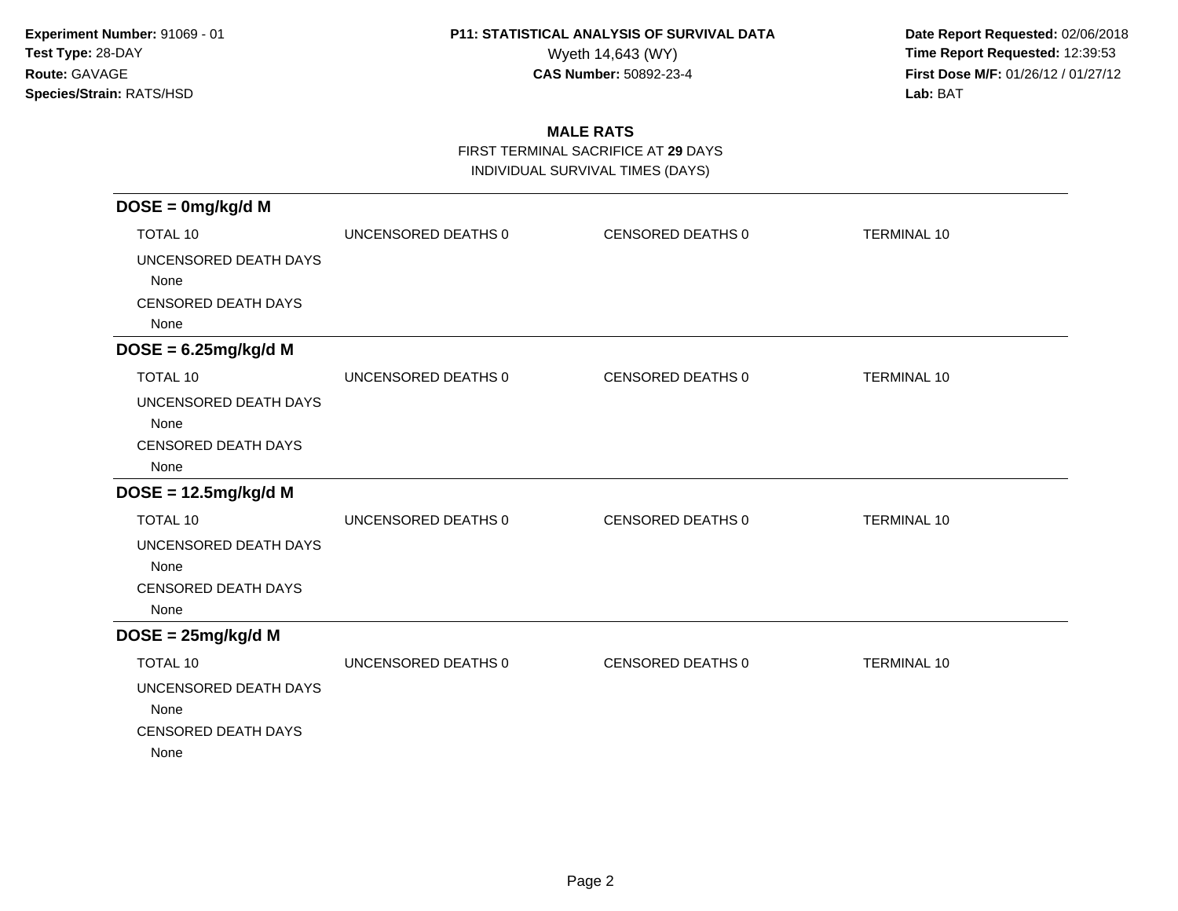**Experiment Number:** 91069 - 01
**Test Type:** 28-DAY
**Route:** GAVAGE
**Species/Strain:** RATS/HSD

**P11: STATISTICAL ANALYSIS OF SURVIVAL DATA**
Wyeth 14,643 (WY)
**CAS Number:** 50892-23-4

**Date Report Requested:** 02/06/2018
**Time Report Requested:** 12:39:53
**First Dose M/F:** 01/26/12 / 01/27/12
**Lab:** BAT

## MALE RATS

FIRST TERMINAL SACRIFICE AT **29** DAYS
INDIVIDUAL SURVIVAL TIMES (DAYS)

### DOSE = 0mg/kg/d M

| TOTAL 10 | UNCENSORED DEATHS 0 | CENSORED DEATHS 0 | TERMINAL 10 |
|---|---|---|---|

UNCENSORED DEATH DAYS
None
CENSORED DEATH DAYS
None

### DOSE = 6.25mg/kg/d M

| TOTAL 10 | UNCENSORED DEATHS 0 | CENSORED DEATHS 0 | TERMINAL 10 |
|---|---|---|---|

UNCENSORED DEATH DAYS
None
CENSORED DEATH DAYS
None

### DOSE = 12.5mg/kg/d M

| TOTAL 10 | UNCENSORED DEATHS 0 | CENSORED DEATHS 0 | TERMINAL 10 |
|---|---|---|---|

UNCENSORED DEATH DAYS
None
CENSORED DEATH DAYS
None

### DOSE = 25mg/kg/d M

| TOTAL 10 | UNCENSORED DEATHS 0 | CENSORED DEATHS 0 | TERMINAL 10 |
|---|---|---|---|

UNCENSORED DEATH DAYS
None
CENSORED DEATH DAYS
None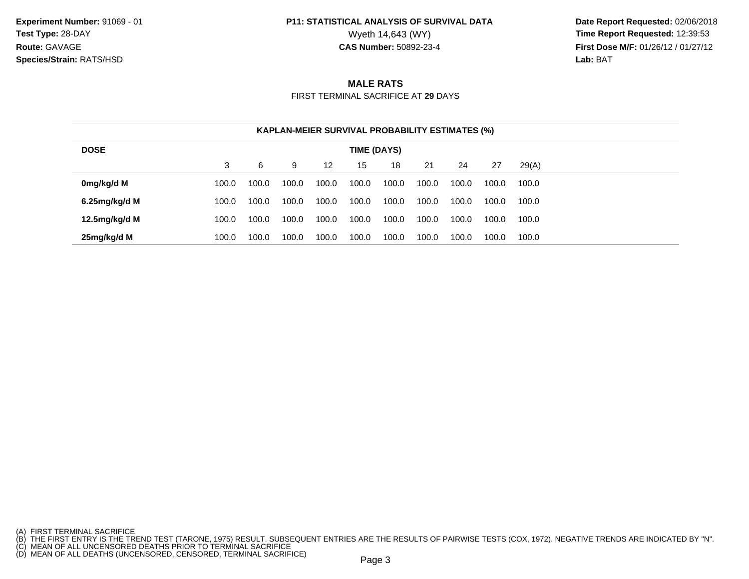**Experiment Number:** 91069 - 01
**Test Type:** 28-DAY
**Route:** GAVAGE
**Species/Strain:** RATS/HSD

**P11: STATISTICAL ANALYSIS OF SURVIVAL DATA**
Wyeth 14,643 (WY)
**CAS Number:** 50892-23-4

**Date Report Requested:** 02/06/2018
**Time Report Requested:** 12:39:53
**First Dose M/F:** 01/26/12 / 01/27/12
**Lab:** BAT

## MALE RATS

FIRST TERMINAL SACRIFICE AT **29** DAYS

**KAPLAN-MEIER SURVIVAL PROBABILITY ESTIMATES (%)**

| DOSE | TIME (DAYS) | | | | | | | | | |
|---|---|---|---|---|---|---|---|---|---|---|
| | 3 | 6 | 9 | 12 | 15 | 18 | 21 | 24 | 27 | 29(A) |
| **0mg/kg/d M** | 100.0 | 100.0 | 100.0 | 100.0 | 100.0 | 100.0 | 100.0 | 100.0 | 100.0 | 100.0 |
| **6.25mg/kg/d M** | 100.0 | 100.0 | 100.0 | 100.0 | 100.0 | 100.0 | 100.0 | 100.0 | 100.0 | 100.0 |
| **12.5mg/kg/d M** | 100.0 | 100.0 | 100.0 | 100.0 | 100.0 | 100.0 | 100.0 | 100.0 | 100.0 | 100.0 |
| **25mg/kg/d M** | 100.0 | 100.0 | 100.0 | 100.0 | 100.0 | 100.0 | 100.0 | 100.0 | 100.0 | 100.0 |

(A) FIRST TERMINAL SACRIFICE
(B) THE FIRST ENTRY IS THE TREND TEST (TARONE, 1975) RESULT. SUBSEQUENT ENTRIES ARE THE RESULTS OF PAIRWISE TESTS (COX, 1972). NEGATIVE TRENDS ARE INDICATED BY "N".
(C) MEAN OF ALL UNCENSORED DEATHS PRIOR TO TERMINAL SACRIFICE
(D) MEAN OF ALL DEATHS (UNCENSORED, CENSORED, TERMINAL SACRIFICE)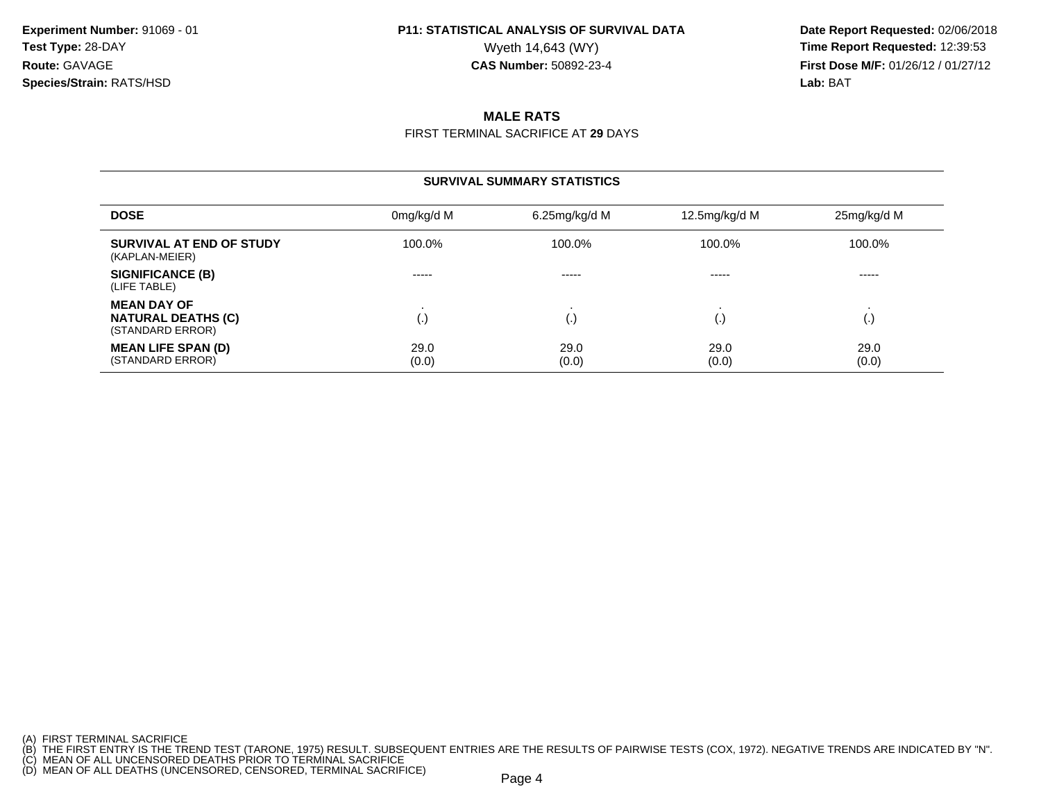**Experiment Number:** 91069 - 01
**Test Type:** 28-DAY
**Route:** GAVAGE
**Species/Strain:** RATS/HSD

**P11: STATISTICAL ANALYSIS OF SURVIVAL DATA**
Wyeth 14,643 (WY)
**CAS Number:** 50892-23-4

**Date Report Requested:** 02/06/2018
**Time Report Requested:** 12:39:53
**First Dose M/F:** 01/26/12 / 01/27/12
**Lab:** BAT

## MALE RATS

FIRST TERMINAL SACRIFICE AT **29** DAYS

### SURVIVAL SUMMARY STATISTICS

| DOSE | 0mg/kg/d M | 6.25mg/kg/d M | 12.5mg/kg/d M | 25mg/kg/d M |
|---|---|---|---|---|
| **SURVIVAL AT END OF STUDY** (KAPLAN-MEIER) | 100.0% | 100.0% | 100.0% | 100.0% |
| **SIGNIFICANCE (B)** (LIFE TABLE) | ----- | ----- | ----- | ----- |
| **MEAN DAY OF NATURAL DEATHS (C)** (STANDARD ERROR) | . (.) | . (.) | . (.) | . (.) |
| **MEAN LIFE SPAN (D)** (STANDARD ERROR) | 29.0 (0.0) | 29.0 (0.0) | 29.0 (0.0) | 29.0 (0.0) |

(A) FIRST TERMINAL SACRIFICE
(B) THE FIRST ENTRY IS THE TREND TEST (TARONE, 1975) RESULT. SUBSEQUENT ENTRIES ARE THE RESULTS OF PAIRWISE TESTS (COX, 1972). NEGATIVE TRENDS ARE INDICATED BY "N".
(C) MEAN OF ALL UNCENSORED DEATHS PRIOR TO TERMINAL SACRIFICE
(D) MEAN OF ALL DEATHS (UNCENSORED, CENSORED, TERMINAL SACRIFICE)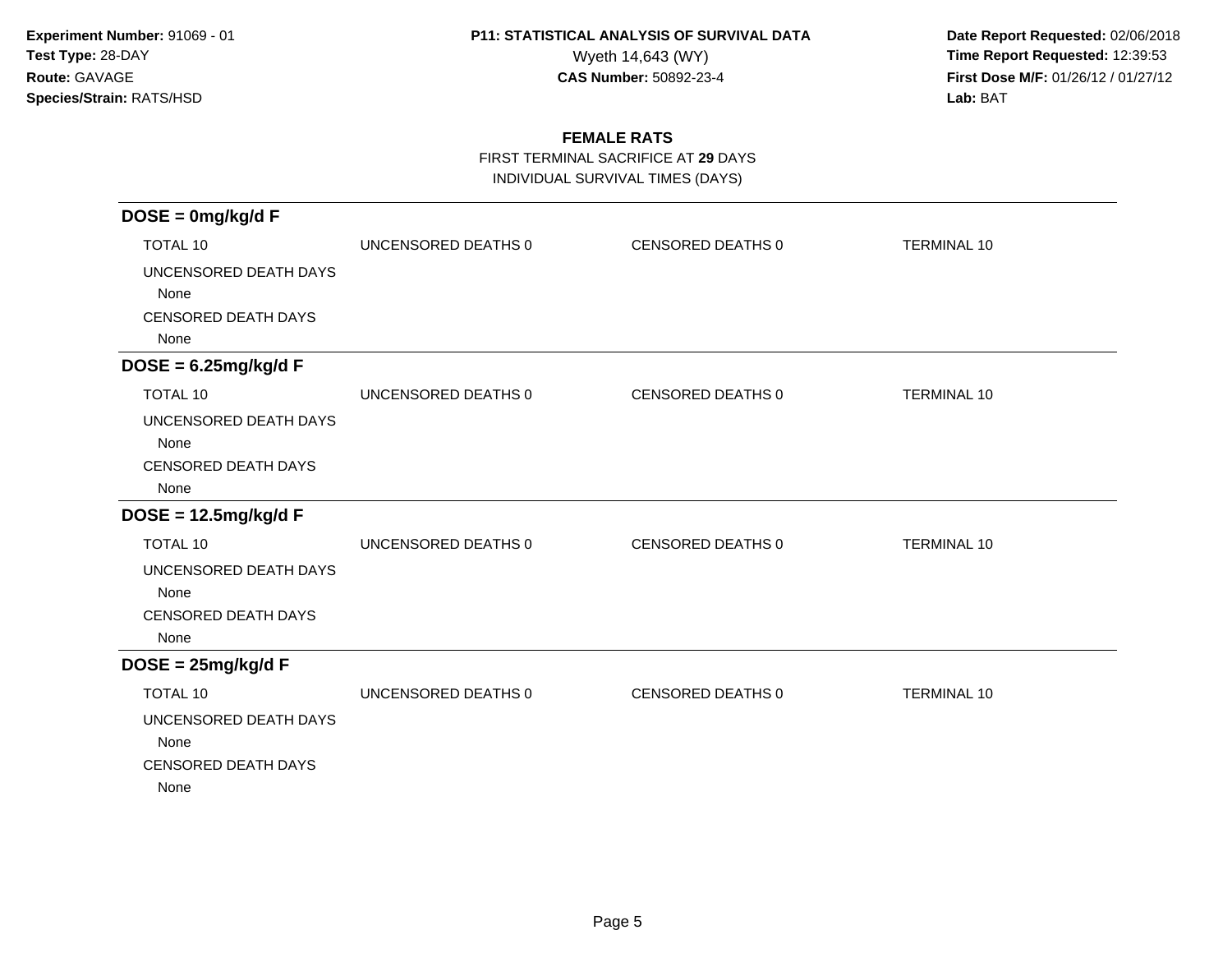**Experiment Number:** 91069 - 01
**Test Type:** 28-DAY
**Route:** GAVAGE
**Species/Strain:** RATS/HSD

**P11: STATISTICAL ANALYSIS OF SURVIVAL DATA**
Wyeth 14,643 (WY)
**CAS Number:** 50892-23-4

**Date Report Requested:** 02/06/2018
**Time Report Requested:** 12:39:53
**First Dose M/F:** 01/26/12 / 01/27/12
**Lab:** BAT

## FEMALE RATS

FIRST TERMINAL SACRIFICE AT **29** DAYS
INDIVIDUAL SURVIVAL TIMES (DAYS)

### DOSE = 0mg/kg/d F

| TOTAL 10 | UNCENSORED DEATHS 0 | CENSORED DEATHS 0 | TERMINAL 10 |
|---|---|---|---|

UNCENSORED DEATH DAYS
None
CENSORED DEATH DAYS
None

### DOSE = 6.25mg/kg/d F

| TOTAL 10 | UNCENSORED DEATHS 0 | CENSORED DEATHS 0 | TERMINAL 10 |
|---|---|---|---|

UNCENSORED DEATH DAYS
None
CENSORED DEATH DAYS
None

### DOSE = 12.5mg/kg/d F

| TOTAL 10 | UNCENSORED DEATHS 0 | CENSORED DEATHS 0 | TERMINAL 10 |
|---|---|---|---|

UNCENSORED DEATH DAYS
None
CENSORED DEATH DAYS
None

### DOSE = 25mg/kg/d F

| TOTAL 10 | UNCENSORED DEATHS 0 | CENSORED DEATHS 0 | TERMINAL 10 |
|---|---|---|---|

UNCENSORED DEATH DAYS
None
CENSORED DEATH DAYS
None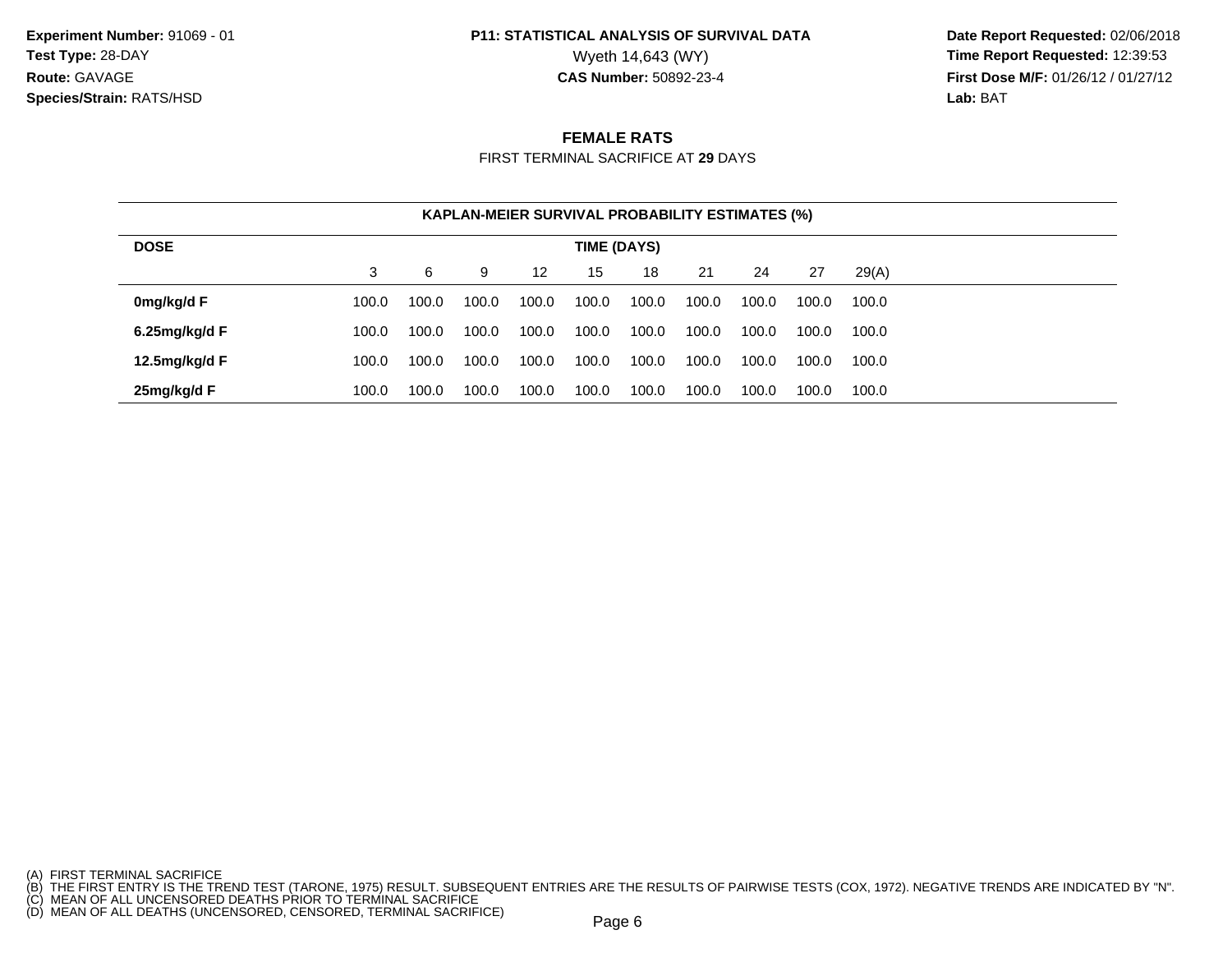**Experiment Number:** 91069 - 01
**Test Type:** 28-DAY
**Route:** GAVAGE
**Species/Strain:** RATS/HSD

**P11: STATISTICAL ANALYSIS OF SURVIVAL DATA**
Wyeth 14,643 (WY)
**CAS Number:** 50892-23-4

**Date Report Requested:** 02/06/2018
**Time Report Requested:** 12:39:53
**First Dose M/F:** 01/26/12 / 01/27/12
**Lab:** BAT

## FEMALE RATS

FIRST TERMINAL SACRIFICE AT **29** DAYS

**KAPLAN-MEIER SURVIVAL PROBABILITY ESTIMATES (%)**

| DOSE | TIME (DAYS) | | | | | | | | | |
|---|---|---|---|---|---|---|---|---|---|---|
| | 3 | 6 | 9 | 12 | 15 | 18 | 21 | 24 | 27 | 29(A) |
| **0mg/kg/d F** | 100.0 | 100.0 | 100.0 | 100.0 | 100.0 | 100.0 | 100.0 | 100.0 | 100.0 | 100.0 |
| **6.25mg/kg/d F** | 100.0 | 100.0 | 100.0 | 100.0 | 100.0 | 100.0 | 100.0 | 100.0 | 100.0 | 100.0 |
| **12.5mg/kg/d F** | 100.0 | 100.0 | 100.0 | 100.0 | 100.0 | 100.0 | 100.0 | 100.0 | 100.0 | 100.0 |
| **25mg/kg/d F** | 100.0 | 100.0 | 100.0 | 100.0 | 100.0 | 100.0 | 100.0 | 100.0 | 100.0 | 100.0 |

(A) FIRST TERMINAL SACRIFICE
(B) THE FIRST ENTRY IS THE TREND TEST (TARONE, 1975) RESULT. SUBSEQUENT ENTRIES ARE THE RESULTS OF PAIRWISE TESTS (COX, 1972). NEGATIVE TRENDS ARE INDICATED BY "N".
(C) MEAN OF ALL UNCENSORED DEATHS PRIOR TO TERMINAL SACRIFICE
(D) MEAN OF ALL DEATHS (UNCENSORED, CENSORED, TERMINAL SACRIFICE)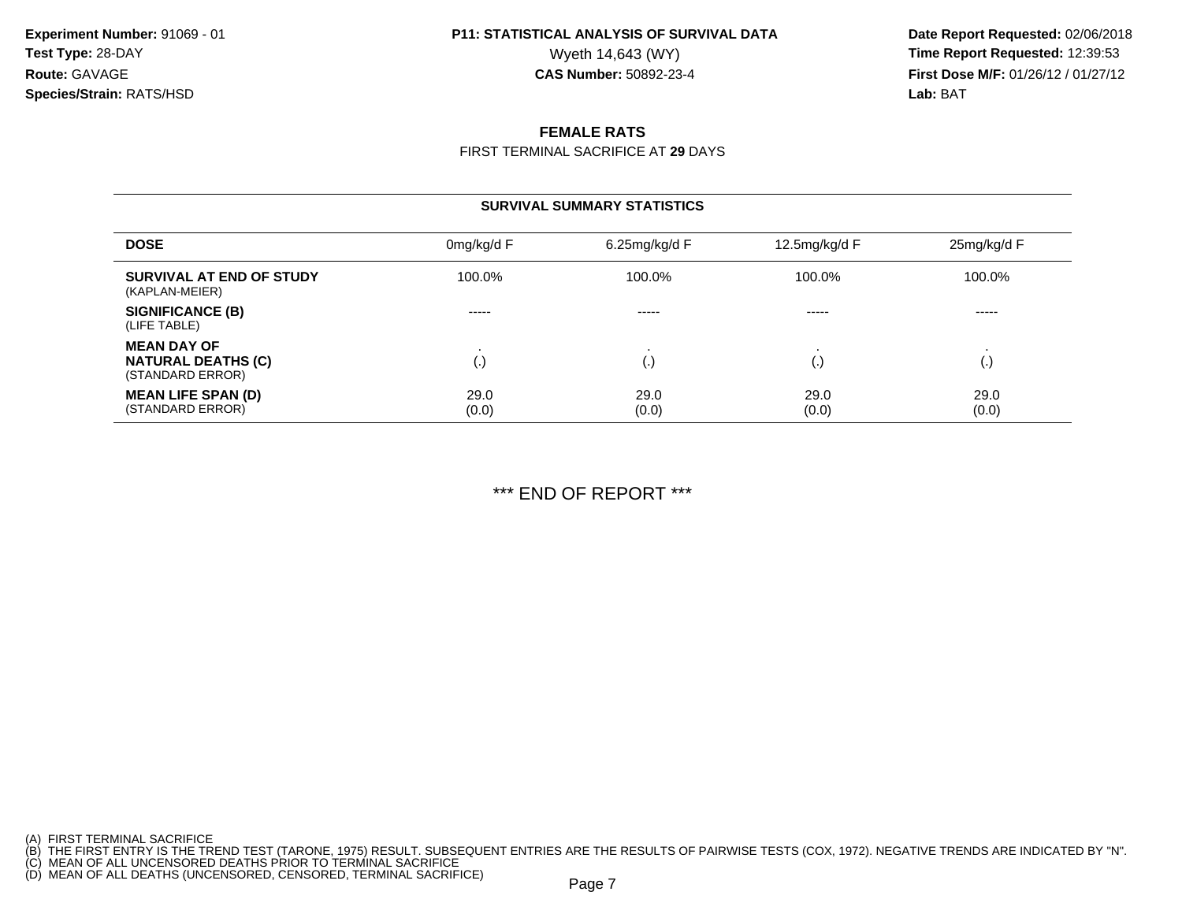**Experiment Number:** 91069 - 01
**Test Type:** 28-DAY
**Route:** GAVAGE
**Species/Strain:** RATS/HSD

**P11: STATISTICAL ANALYSIS OF SURVIVAL DATA**
Wyeth 14,643 (WY)
**CAS Number:** 50892-23-4

**Date Report Requested:** 02/06/2018
**Time Report Requested:** 12:39:53
**First Dose M/F:** 01/26/12 / 01/27/12
**Lab:** BAT

## FEMALE RATS

FIRST TERMINAL SACRIFICE AT **29** DAYS

### SURVIVAL SUMMARY STATISTICS

| DOSE | 0mg/kg/d F | 6.25mg/kg/d F | 12.5mg/kg/d F | 25mg/kg/d F |
|---|---|---|---|---|
| **SURVIVAL AT END OF STUDY** (KAPLAN-MEIER) | 100.0% | 100.0% | 100.0% | 100.0% |
| **SIGNIFICANCE (B)** (LIFE TABLE) | ----- | ----- | ----- | ----- |
| **MEAN DAY OF NATURAL DEATHS (C)** (STANDARD ERROR) | . (.) | . (.) | . (.) | . (.) |
| **MEAN LIFE SPAN (D)** (STANDARD ERROR) | 29.0 (0.0) | 29.0 (0.0) | 29.0 (0.0) | 29.0 (0.0) |

\*\*\* END OF REPORT \*\*\*

(A) FIRST TERMINAL SACRIFICE
(B) THE FIRST ENTRY IS THE TREND TEST (TARONE, 1975) RESULT. SUBSEQUENT ENTRIES ARE THE RESULTS OF PAIRWISE TESTS (COX, 1972). NEGATIVE TRENDS ARE INDICATED BY "N".
(C) MEAN OF ALL UNCENSORED DEATHS PRIOR TO TERMINAL SACRIFICE
(D) MEAN OF ALL DEATHS (UNCENSORED, CENSORED, TERMINAL SACRIFICE)